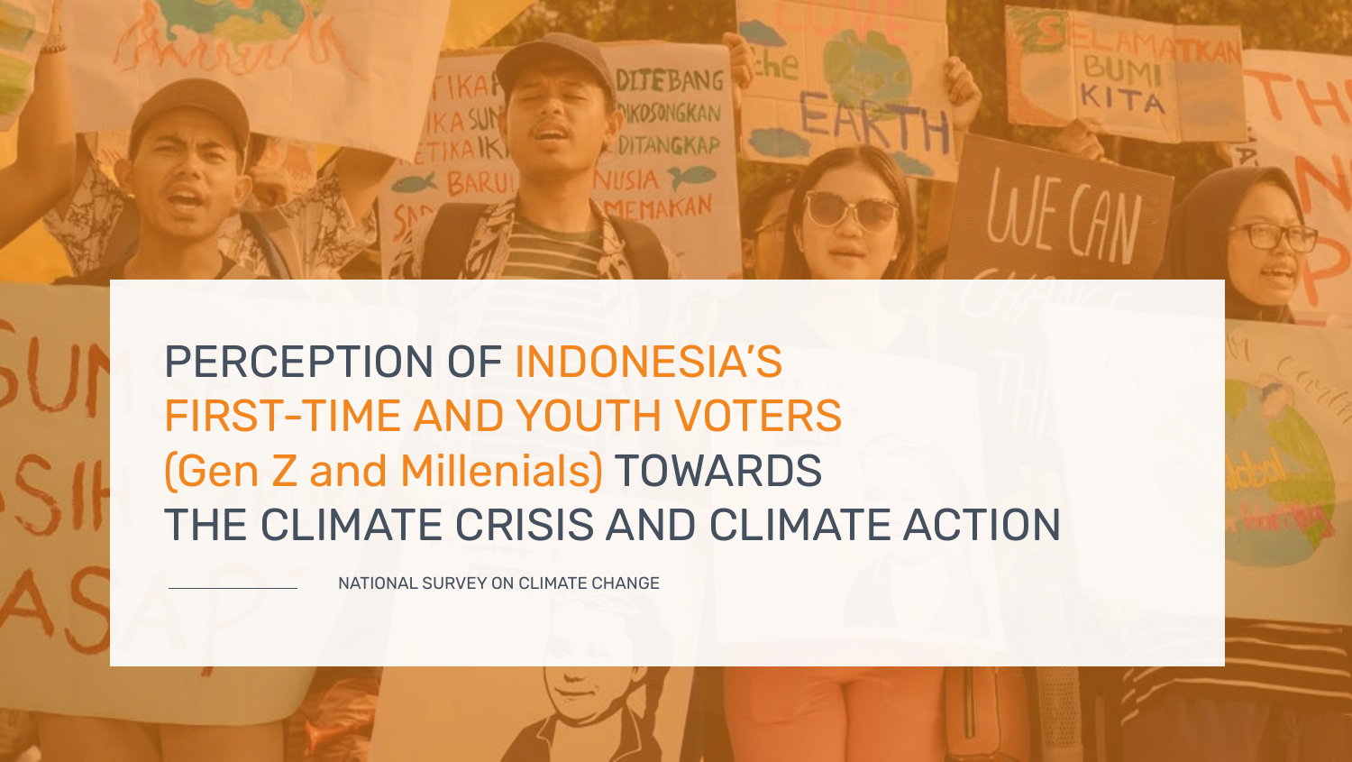# PERCEPTION OF INDONESIA'S FIRST-TIME AND YOUTH VOTERS (Gen Z and Millenials) TOWARDS THE CLIMATE CRISIS AND CLIMATE ACTION

NATIONAL SURVEY ON CLIMATE CHANGE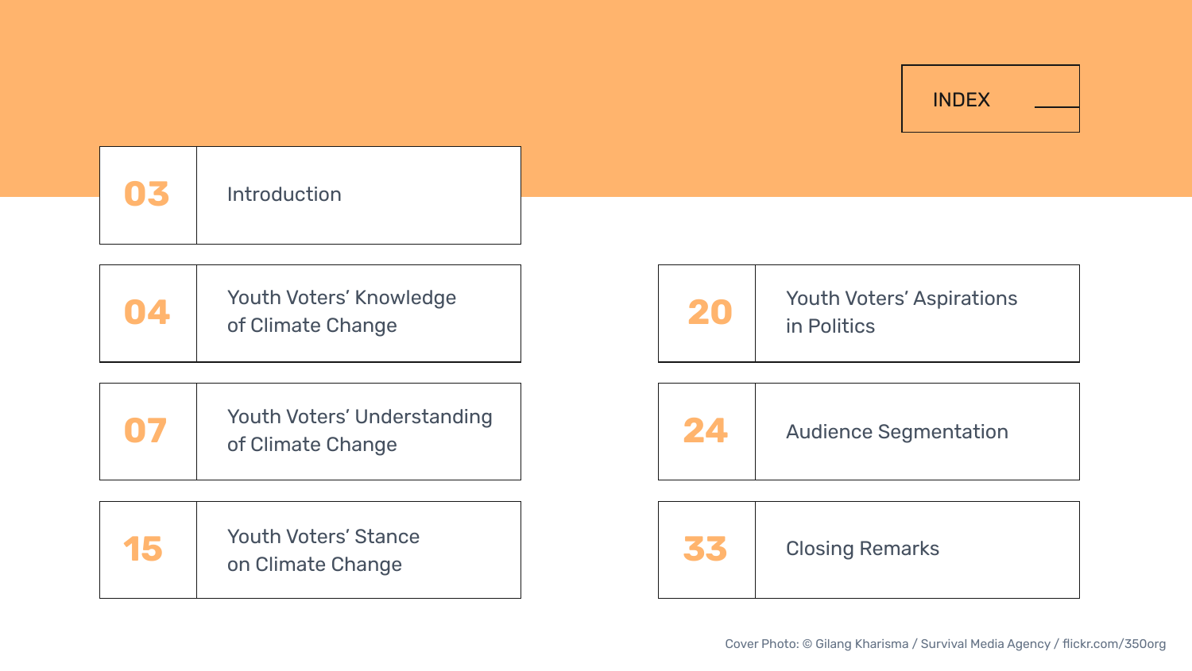# INDEX

| Page | Section |
| --- | --- |
| 03 | Introduction |
| 04 | Youth Voters' Knowledge of Climate Change |
| 07 | Youth Voters' Understanding of Climate Change |
| 15 | Youth Voters' Stance on Climate Change |
| 20 | Youth Voters' Aspirations in Politics |
| 24 | Audience Segmentation |
| 33 | Closing Remarks |

Cover Photo: © Gilang Kharisma / Survival Media Agency / flickr.com/350org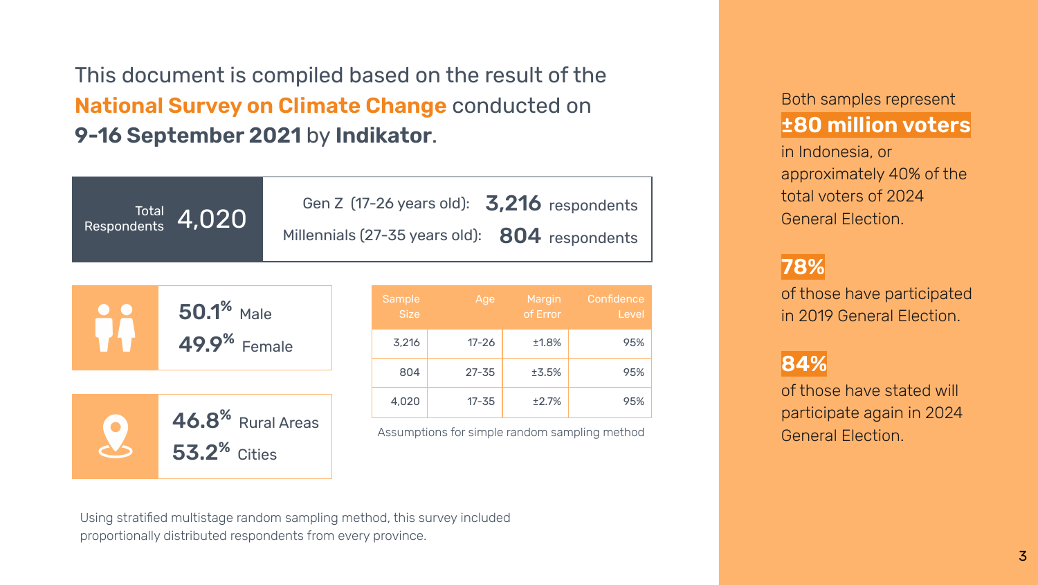This document is compiled based on the result of the **National Survey on Climate Change** conducted on **9-16 September 2021** by **Indikator**.

| Total Respondents | 4,020 |
|---|---|
| Gen Z (17-26 years old): | **3,216** respondents |
| Millennials (27-35 years old): | **804** respondents |

**50.1%** Male
**49.9%** Female

**46.8%** Rural Areas
**53.2%** Cities

| Sample Size | Age | Margin of Error | Confidence Level |
|---|---|---|---|
| 3,216 | 17-26 | ±1.8% | 95% |
| 804 | 27-35 | ±3.5% | 95% |
| 4,020 | 17-35 | ±2.7% | 95% |

Assumptions for simple random sampling method

Using stratified multistage random sampling method, this survey included proportionally distributed respondents from every province.

Both samples represent **±80 million voters** in Indonesia, or approximately 40% of the total voters of 2024 General Election.

**78%**
of those have participated in 2019 General Election.

**84%**
of those have stated will participate again in 2024 General Election.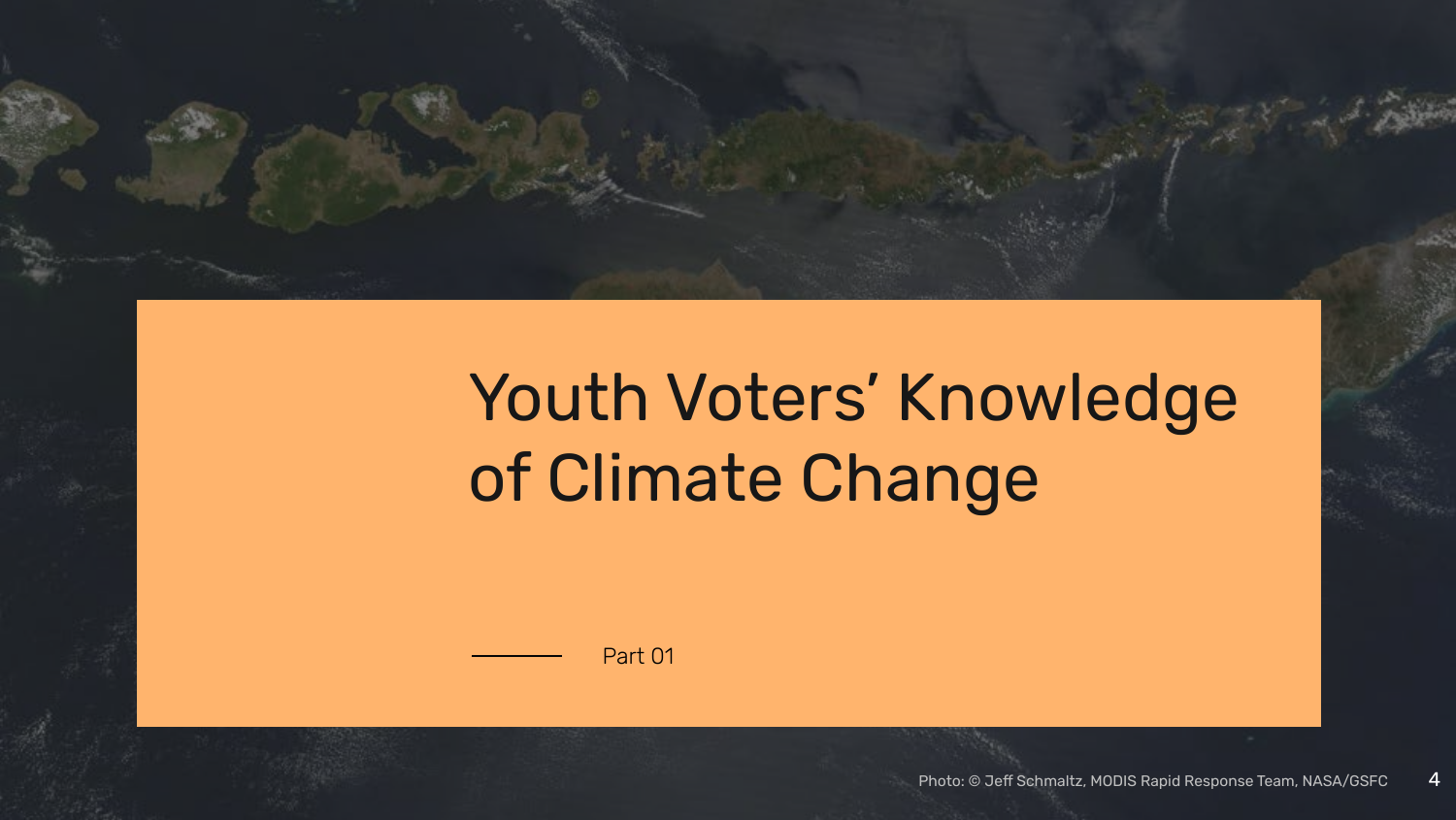# Youth Voters' Knowledge of Climate Change

Part 01

Photo: © Jeff Schmaltz, MODIS Rapid Response Team, NASA/GSFC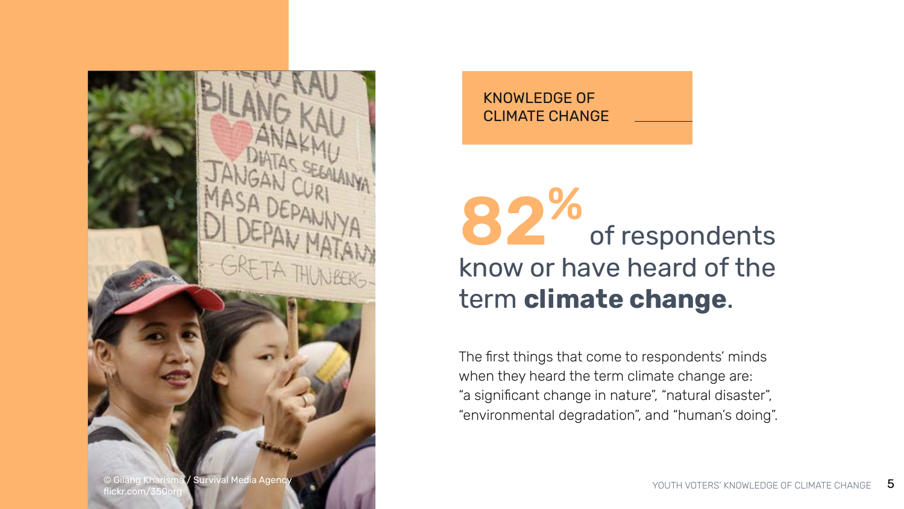## KNOWLEDGE OF CLIMATE CHANGE

**82%** of respondents know or have heard of the term **climate change**.

The first things that come to respondents' minds when they heard the term climate change are: "a significant change in nature", "natural disaster", "environmental degradation", and "human's doing".

© Gilang Kharisma / Survival Media Agency
flickr.com/350org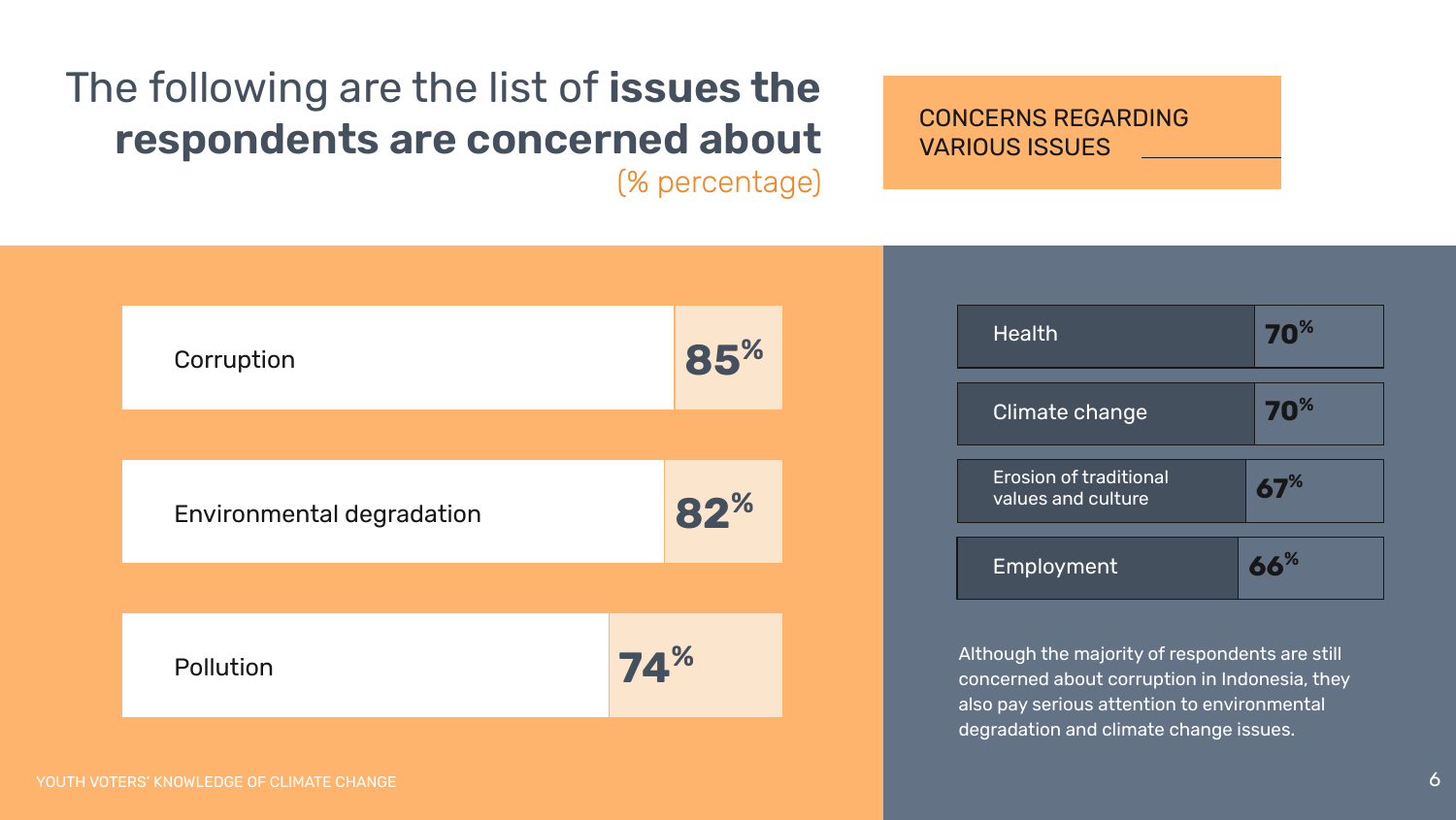# The following are the list of **issues the respondents are concerned about**

(% percentage)

## CONCERNS REGARDING VARIOUS ISSUES

| Issue | Percentage |
| --- | --- |
| Corruption | 85% |
| Environmental degradation | 82% |
| Pollution | 74% |
| Health | 70% |
| Climate change | 70% |
| Erosion of traditional values and culture | 67% |
| Employment | 66% |

Although the majority of respondents are still concerned about corruption in Indonesia, they also pay serious attention to environmental degradation and climate change issues.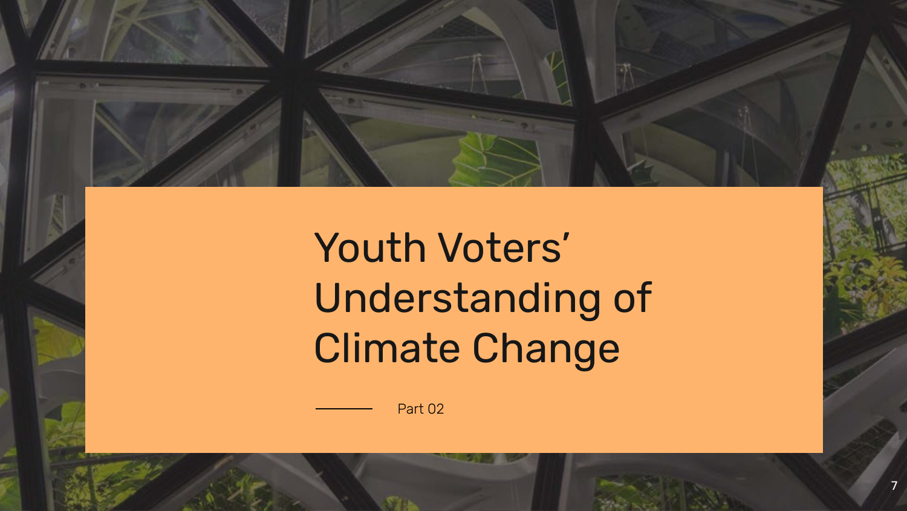# Youth Voters' Understanding of Climate Change

Part 02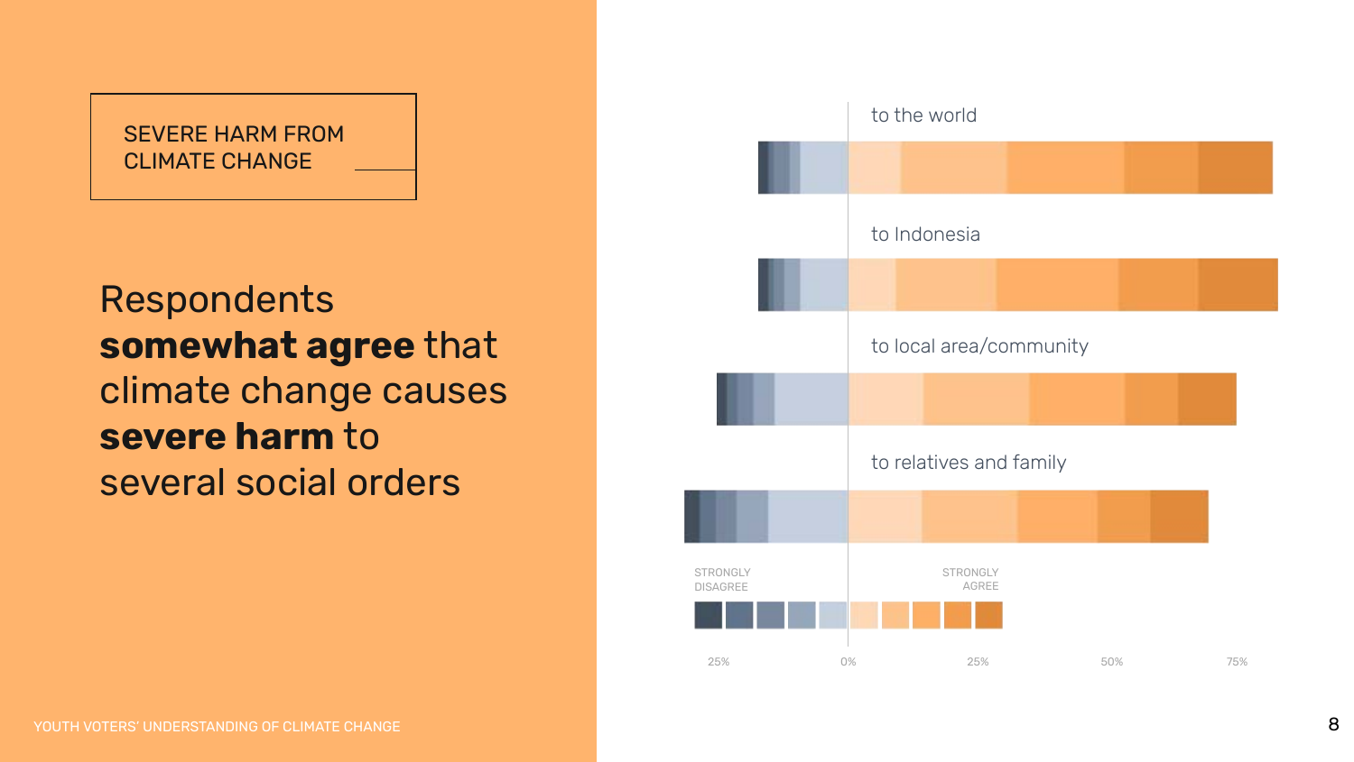SEVERE HARM FROM CLIMATE CHANGE

Respondents **somewhat agree** that climate change causes **severe harm** to several social orders

to the world

to Indonesia

to local area/community

to relatives and family

STRONGLY DISAGREE

STRONGLY AGREE

25% 0% 25% 50% 75%

YOUTH VOTERS' UNDERSTANDING OF CLIMATE CHANGE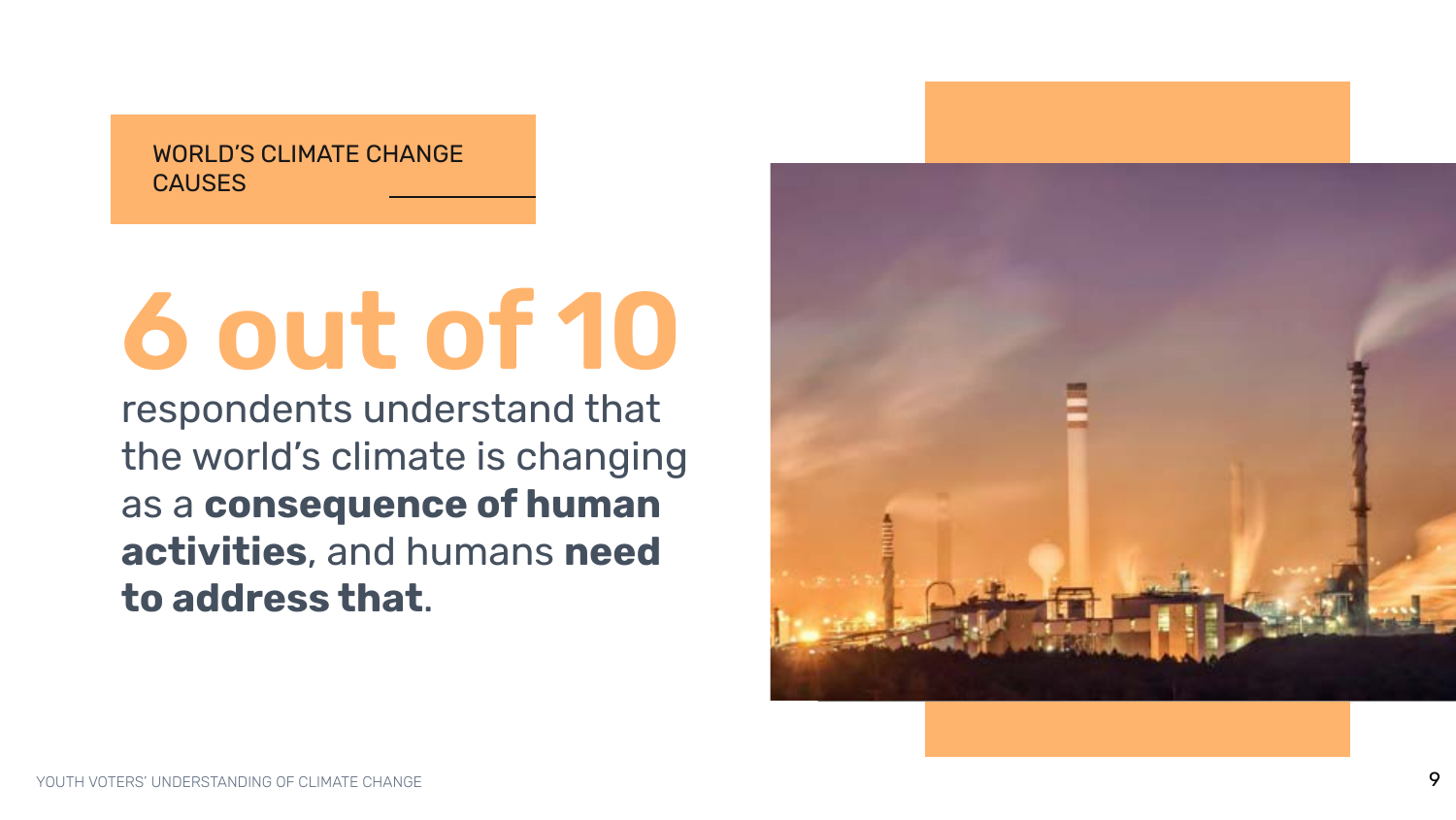WORLD'S CLIMATE CHANGE CAUSES

# 6 out of 10

respondents understand that the world's climate is changing as a **consequence of human activities**, and humans **need to address that**.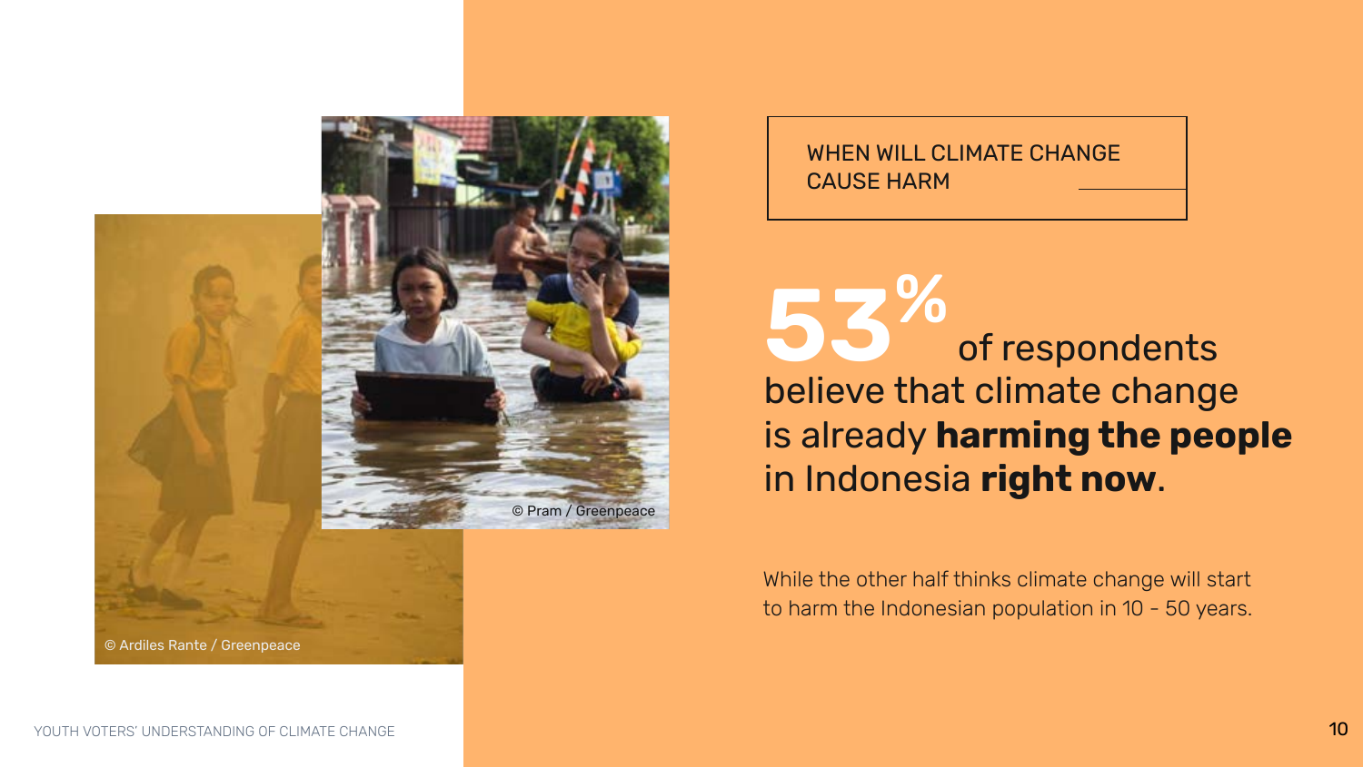## WHEN WILL CLIMATE CHANGE CAUSE HARM

**53%** of respondents believe that climate change is already **harming the people** in Indonesia **right now**.

While the other half thinks climate change will start to harm the Indonesian population in 10 - 50 years.

© Pram / Greenpeace

© Ardiles Rante / Greenpeace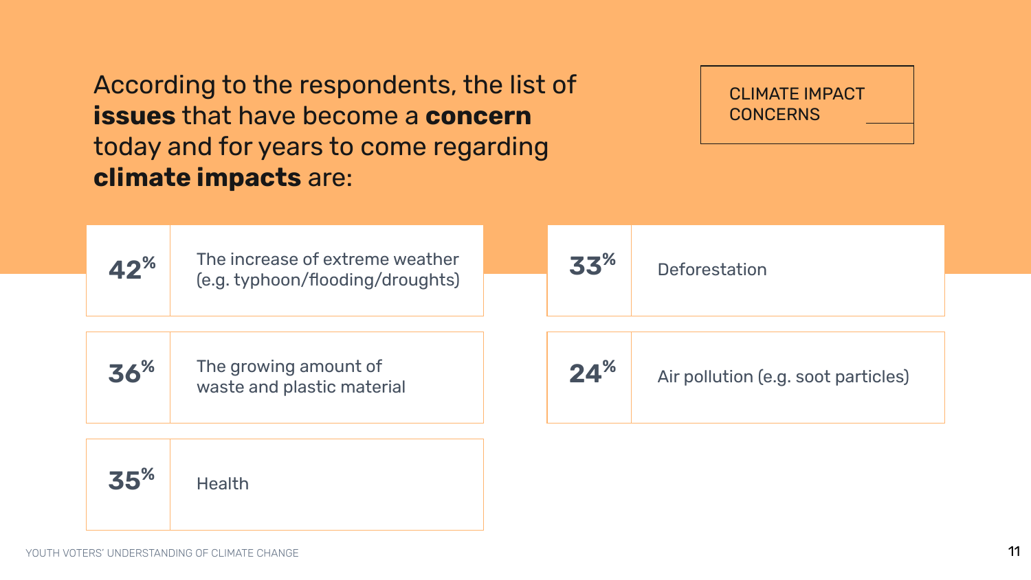According to the respondents, the list of **issues** that have become a **concern** today and for years to come regarding **climate impacts** are:

CLIMATE IMPACT CONCERNS

| % | Issue |
|---|---|
| 42% | The increase of extreme weather (e.g. typhoon/flooding/droughts) |
| 36% | The growing amount of waste and plastic material |
| 35% | Health |
| 33% | Deforestation |
| 24% | Air pollution (e.g. soot particles) |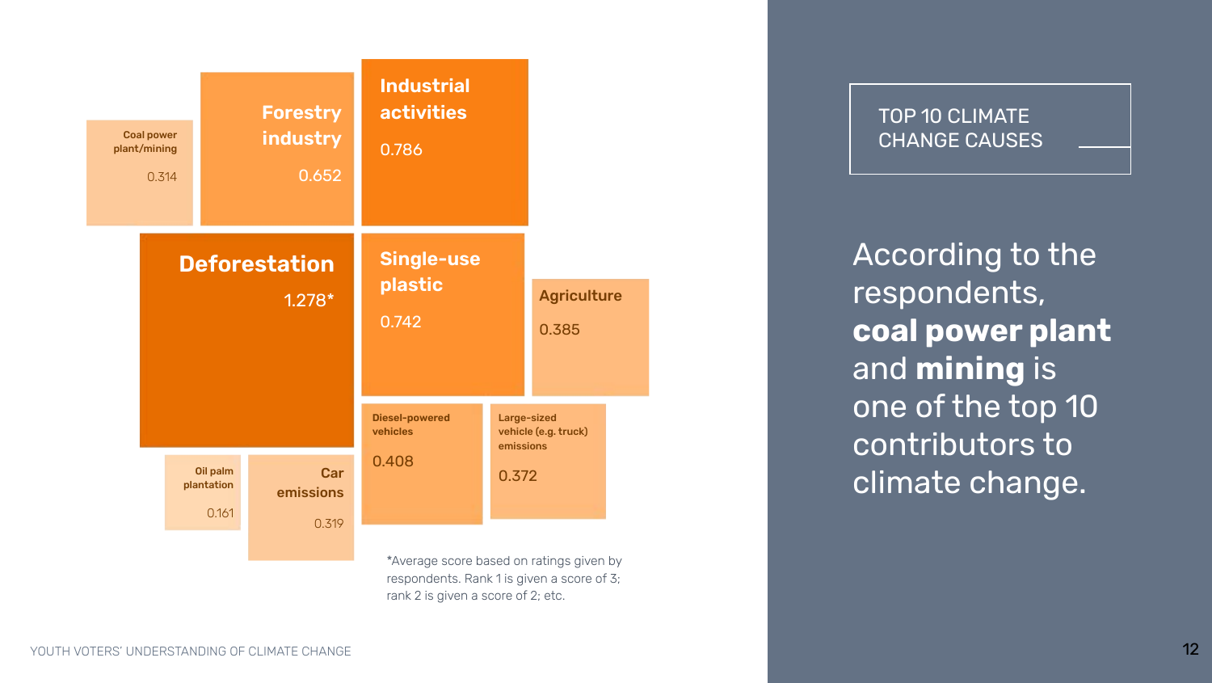## TOP 10 CLIMATE CHANGE CAUSES

| Cause | Score* |
|---|---|
| Deforestation | 1.278* |
| Industrial activities | 0.786 |
| Single-use plastic | 0.742 |
| Forestry industry | 0.652 |
| Diesel-powered vehicles | 0.408 |
| Agriculture | 0.385 |
| Large-sized vehicle (e.g. truck) emissions | 0.372 |
| Car emissions | 0.319 |
| Coal power plant/mining | 0.314 |
| Oil palm plantation | 0.161 |

*Average score based on ratings given by respondents. Rank 1 is given a score of 3; rank 2 is given a score of 2; etc.

According to the respondents, **coal power plant** and **mining** is one of the top 10 contributors to climate change.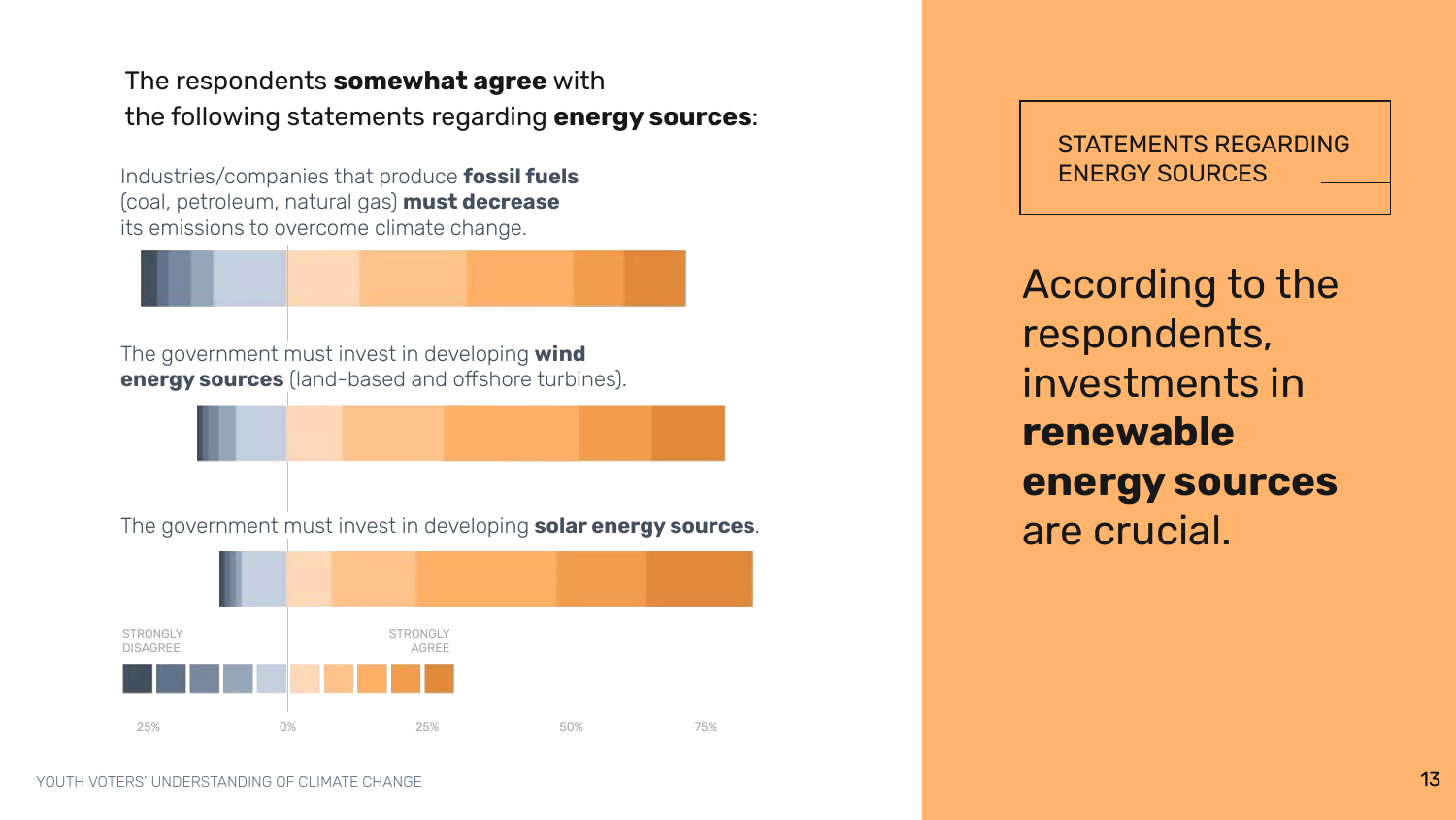The respondents **somewhat agree** with the following statements regarding **energy sources**:

Industries/companies that produce **fossil fuels** (coal, petroleum, natural gas) **must decrease** its emissions to overcome climate change.

The government must invest in developing **wind energy sources** (land-based and offshore turbines).

The government must invest in developing **solar energy sources**.

STRONGLY DISAGREE

STRONGLY AGREE

25% 0% 25% 50% 75%

STATEMENTS REGARDING ENERGY SOURCES

According to the respondents, investments in **renewable energy sources** are crucial.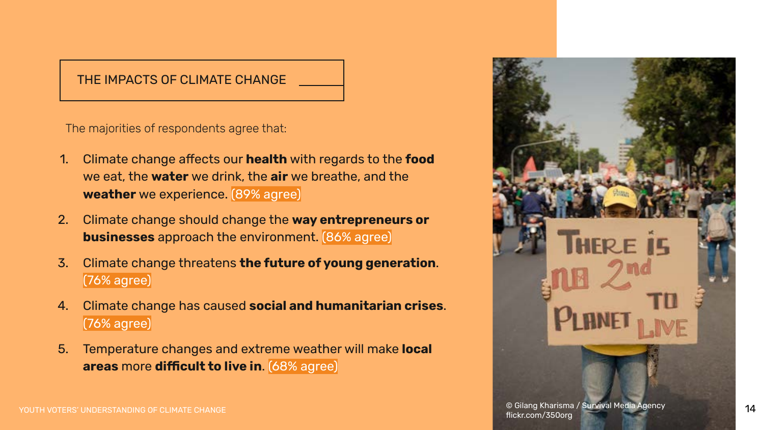## THE IMPACTS OF CLIMATE CHANGE

The majorities of respondents agree that:

1. Climate change affects our **health** with regards to the **food** we eat, the **water** we drink, the **air** we breathe, and the **weather** we experience. (89% agree)
2. Climate change should change the **way entrepreneurs or businesses** approach the environment. (86% agree)
3. Climate change threatens **the future of young generation**. (76% agree)
4. Climate change has caused **social and humanitarian crises**. (76% agree)
5. Temperature changes and extreme weather will make **local areas** more **difficult to live in**. (68% agree)

© Gilang Kharisma / Survival Media Agency
flickr.com/350org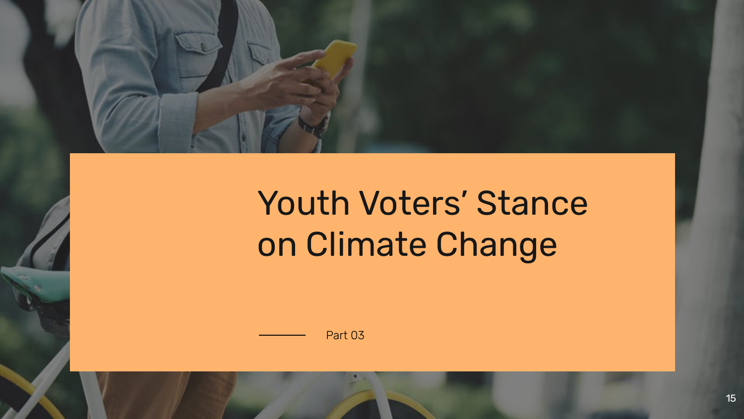# Youth Voters' Stance on Climate Change

Part 03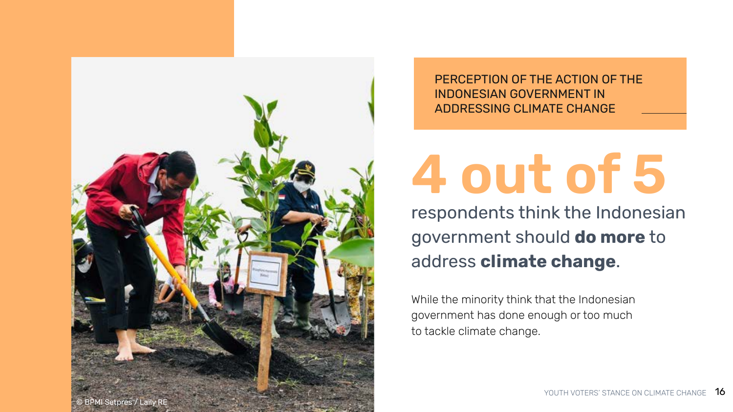## PERCEPTION OF THE ACTION OF THE INDONESIAN GOVERNMENT IN ADDRESSING CLIMATE CHANGE

© BPMI Setpres / Laily RE

# 4 out of 5

respondents think the Indonesian government should **do more** to address **climate change**.

While the minority think that the Indonesian government has done enough or too much to tackle climate change.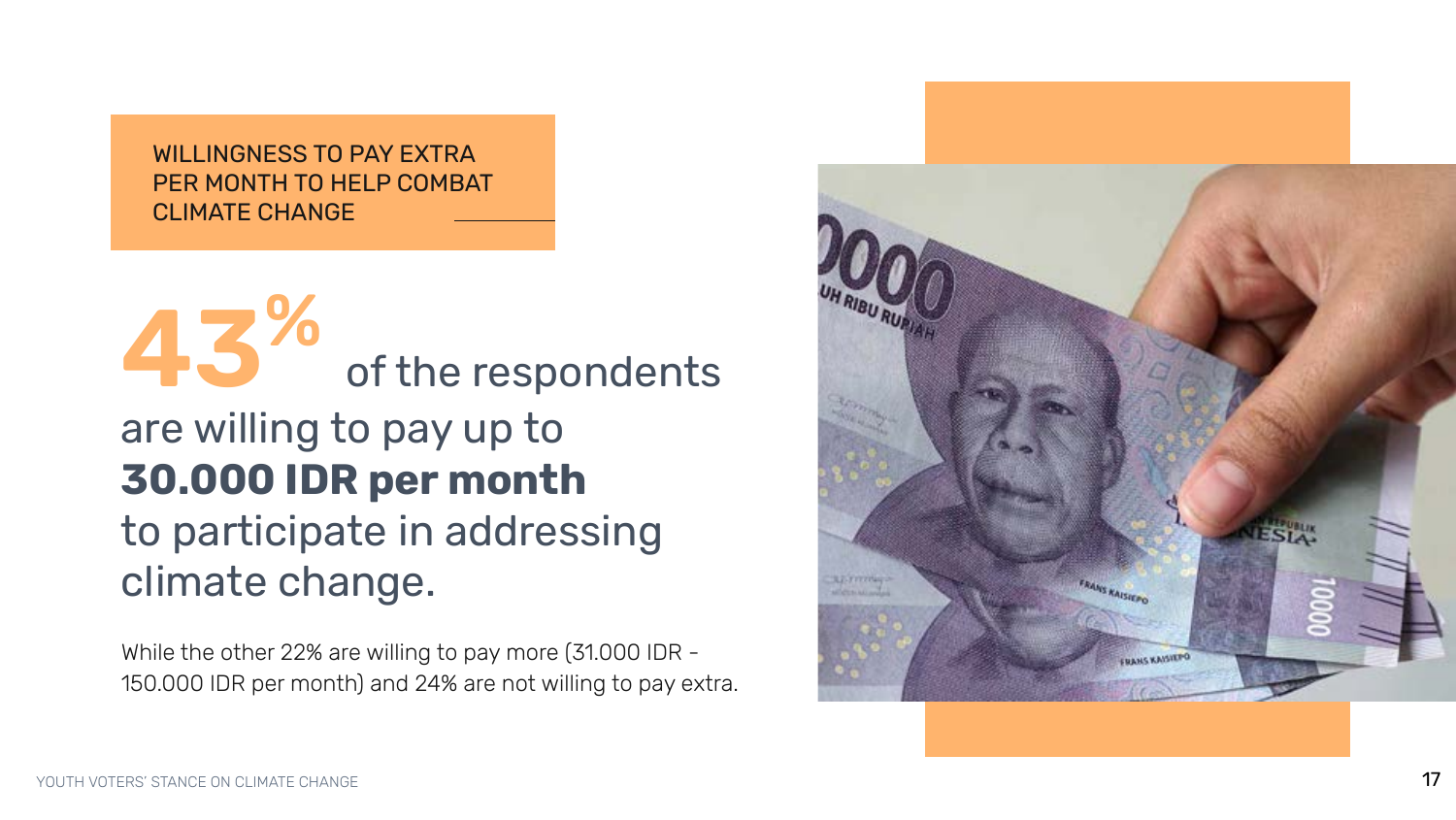## WILLINGNESS TO PAY EXTRA PER MONTH TO HELP COMBAT CLIMATE CHANGE

**43%** of the respondents are willing to pay up to **30.000 IDR per month** to participate in addressing climate change.

While the other 22% are willing to pay more (31.000 IDR – 150.000 IDR per month) and 24% are not willing to pay extra.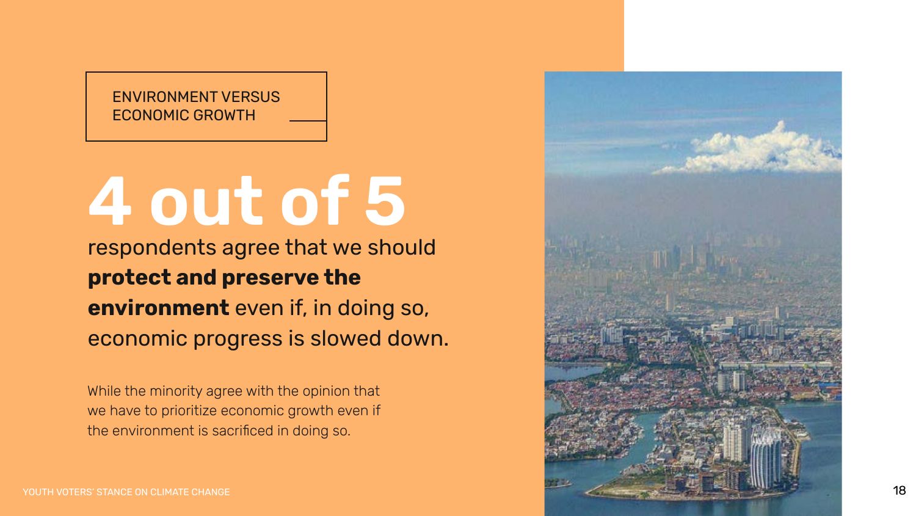ENVIRONMENT VERSUS ECONOMIC GROWTH

# 4 out of 5

respondents agree that we should **protect and preserve the environment** even if, in doing so, economic progress is slowed down.

While the minority agree with the opinion that we have to prioritize economic growth even if the environment is sacrificed in doing so.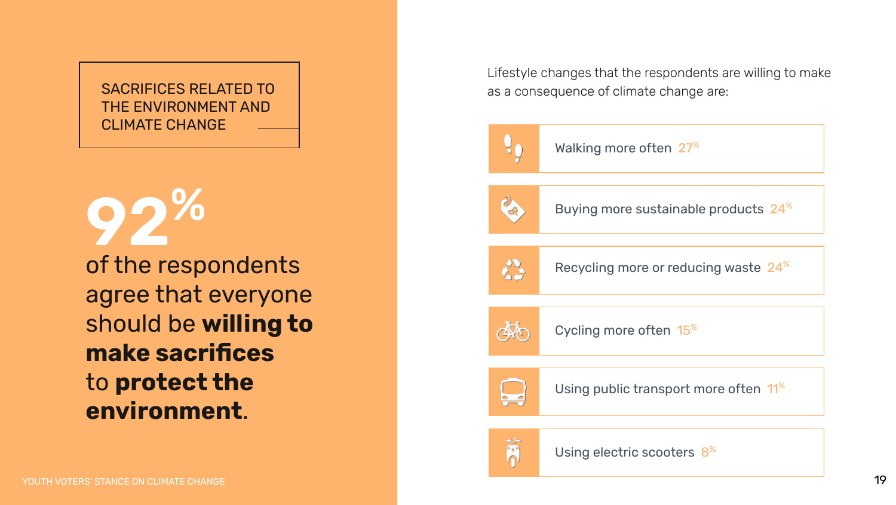## SACRIFICES RELATED TO THE ENVIRONMENT AND CLIMATE CHANGE

**92%**

of the respondents agree that everyone should be **willing to make sacrifices** to **protect the environment**.

Lifestyle changes that the respondents are willing to make as a consequence of climate change are:

- Walking more often 27%
- Buying more sustainable products 24%
- Recycling more or reducing waste 24%
- Cycling more often 15%
- Using public transport more often 11%
- Using electric scooters 8%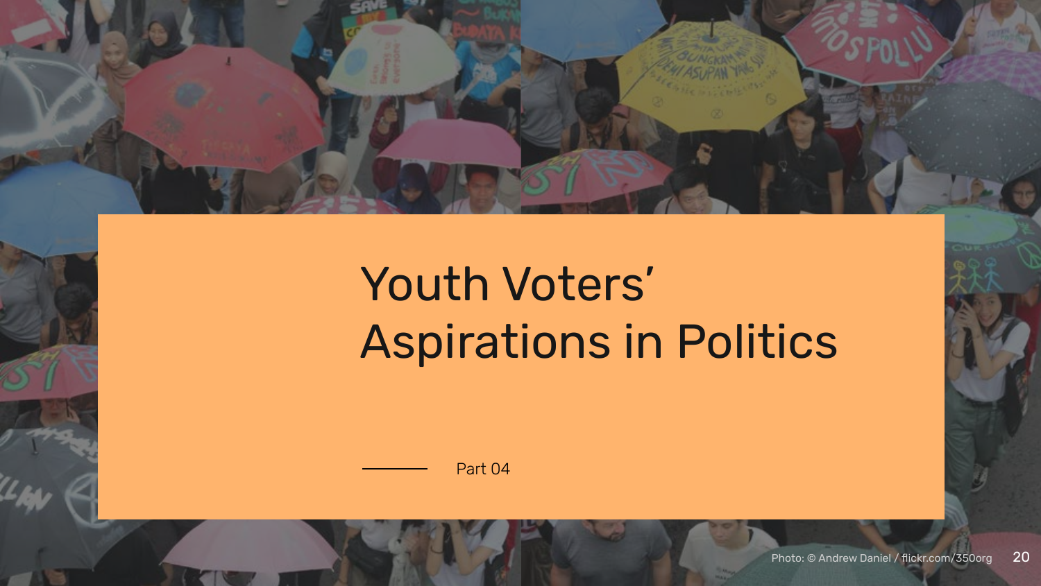# Youth Voters' Aspirations in Politics

Part 04

Photo: © Andrew Daniel / flickr.com/350org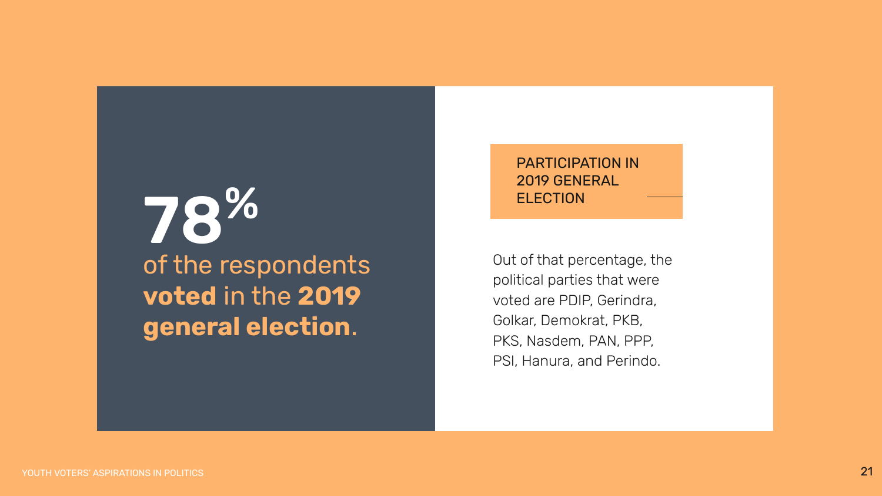# 78%

of the respondents **voted** in the **2019 general election**.

## PARTICIPATION IN 2019 GENERAL ELECTION

Out of that percentage, the political parties that were voted are PDIP, Gerindra, Golkar, Demokrat, PKB, PKS, Nasdem, PAN, PPP, PSI, Hanura, and Perindo.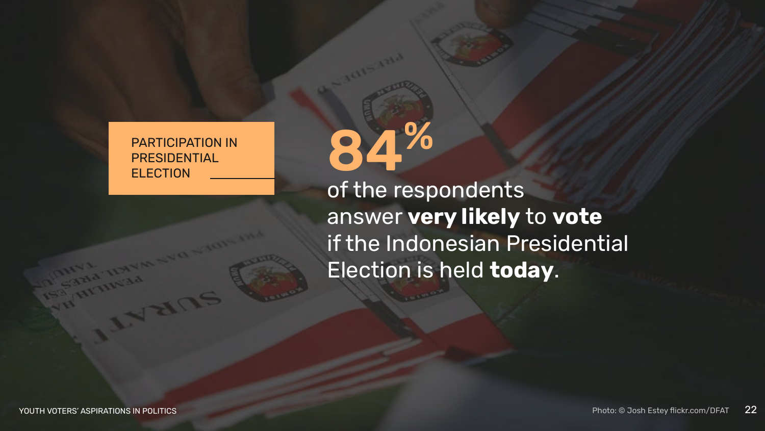## PARTICIPATION IN PRESIDENTIAL ELECTION

# 84%

of the respondents answer **very likely** to **vote** if the Indonesian Presidential Election is held **today**.

Photo: © Josh Estey flickr.com/DFAT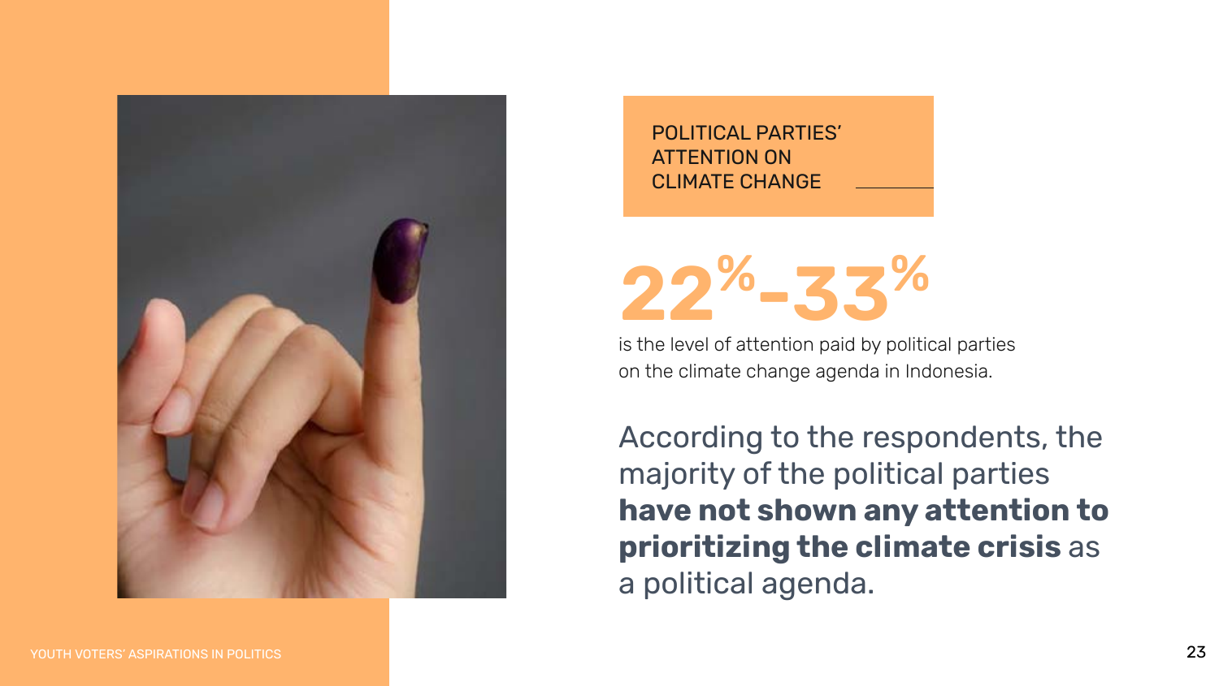## POLITICAL PARTIES' ATTENTION ON CLIMATE CHANGE

# 22%-33%

is the level of attention paid by political parties on the climate change agenda in Indonesia.

According to the respondents, the majority of the political parties **have not shown any attention to prioritizing the climate crisis** as a political agenda.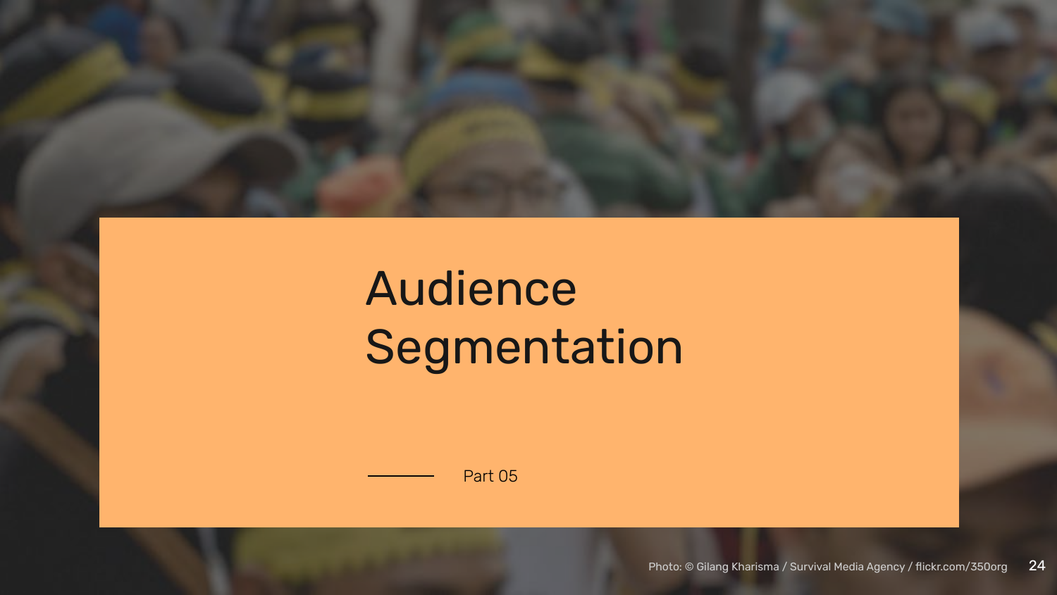# Audience Segmentation

Part 05

Photo: © Gilang Kharisma / Survival Media Agency / flickr.com/350org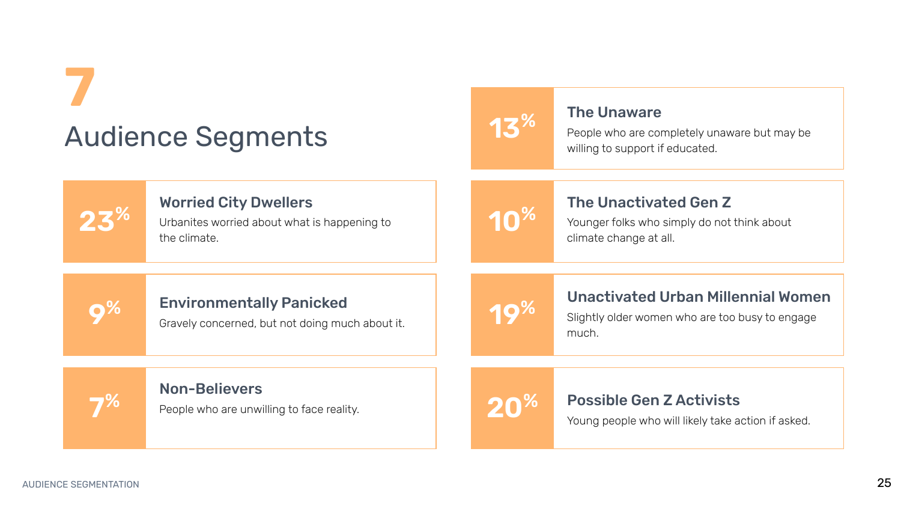# 7

## Audience Segments

**23%** — **Worried City Dwellers**
Urbanites worried about what is happening to the climate.

**9%** — **Environmentally Panicked**
Gravely concerned, but not doing much about it.

**7%** — **Non-Believers**
People who are unwilling to face reality.

**13%** — **The Unaware**
People who are completely unaware but may be willing to support if educated.

**10%** — **The Unactivated Gen Z**
Younger folks who simply do not think about climate change at all.

**19%** — **Unactivated Urban Millennial Women**
Slightly older women who are too busy to engage much.

**20%** — **Possible Gen Z Activists**
Young people who will likely take action if asked.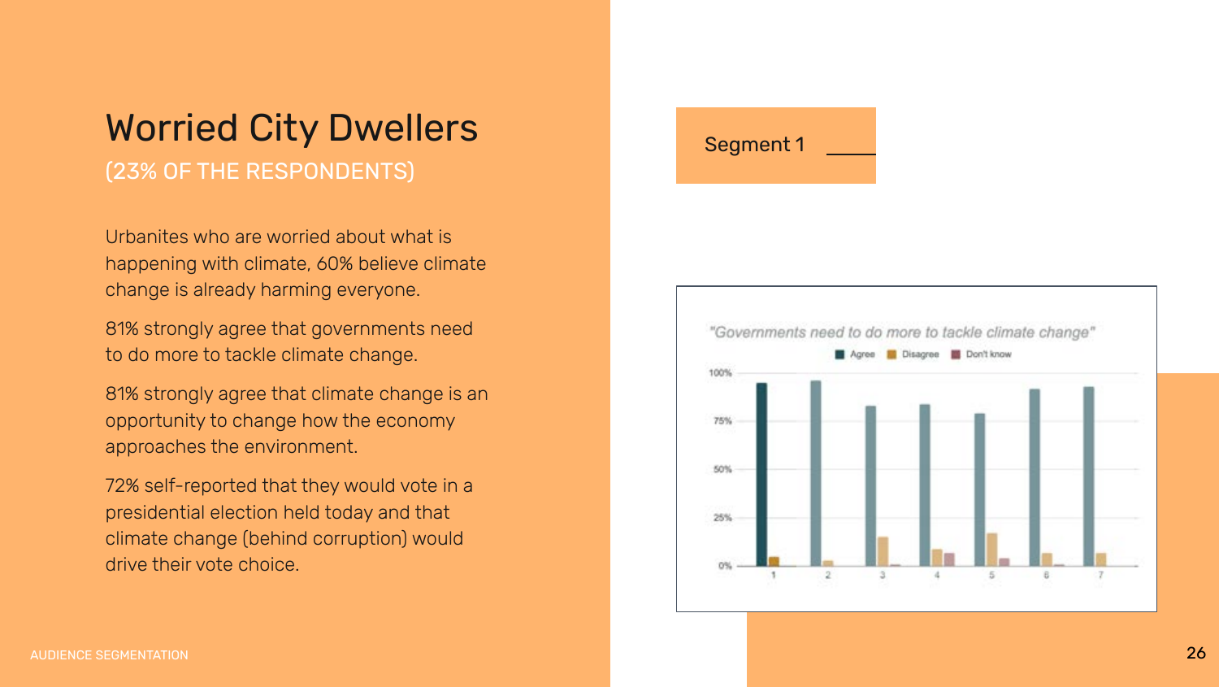# Worried City Dwellers

(23% OF THE RESPONDENTS)

Urbanites who are worried about what is happening with climate, 60% believe climate change is already harming everyone.

81% strongly agree that governments need to do more to tackle climate change.

81% strongly agree that climate change is an opportunity to change how the economy approaches the environment.

72% self-reported that they would vote in a presidential election held today and that climate change (behind corruption) would drive their vote choice.

Segment 1

"Governments need to do more to tackle climate change"

Agree | Disagree | Don't know

100%
75%
50%
25%
0%

1 2 3 4 5 6 7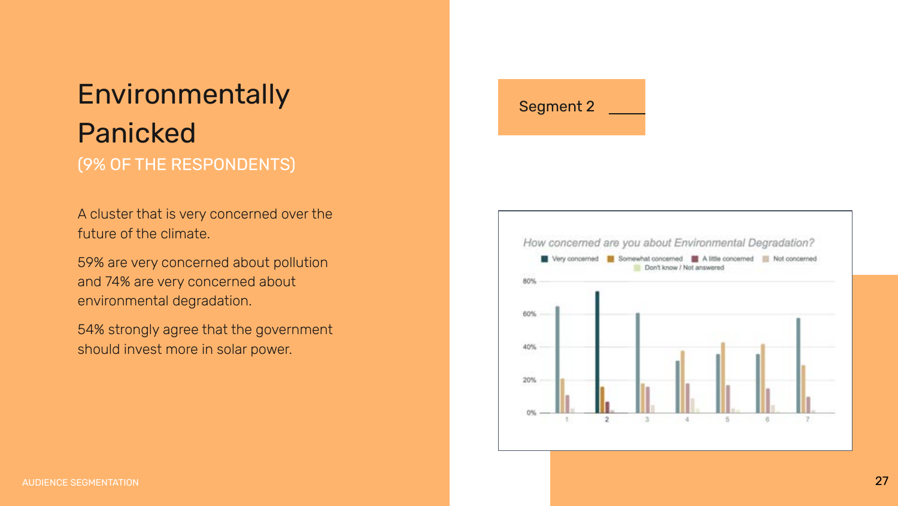# Environmentally Panicked

(9% OF THE RESPONDENTS)

A cluster that is very concerned over the future of the climate.

59% are very concerned about pollution and 74% are very concerned about environmental degradation.

54% strongly agree that the government should invest more in solar power.

Segment 2

How concerned are you about Environmental Degradation?

Very concerned | Somewhat concerned | A little concerned | Not concerned | Don't know / Not answered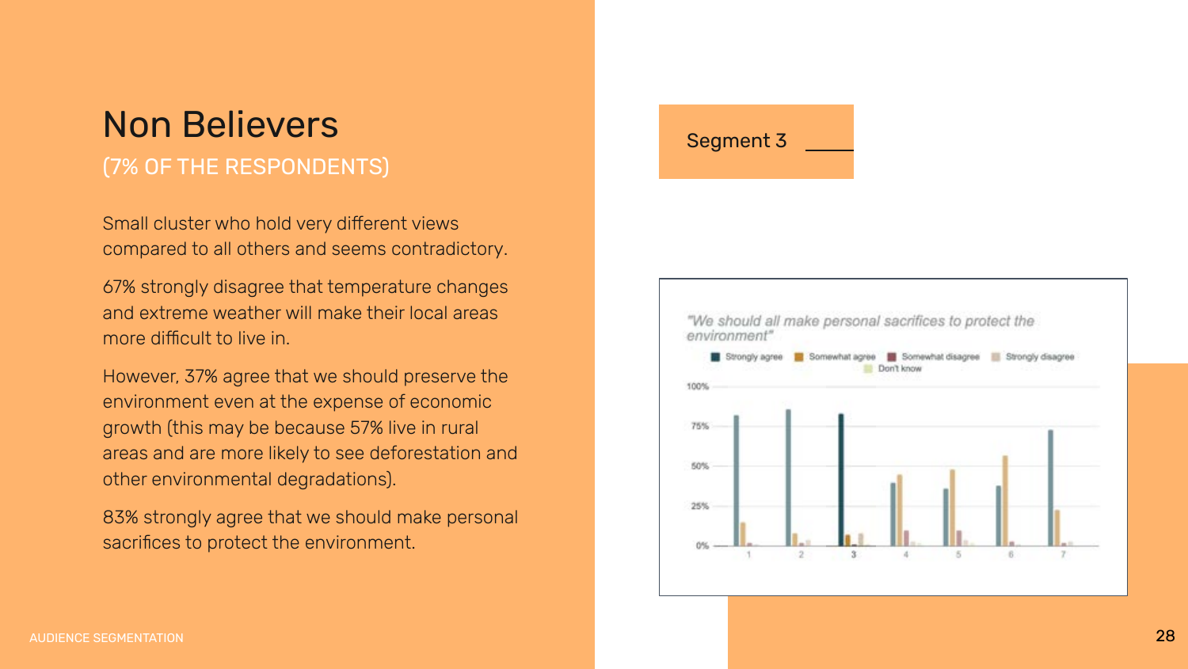# Non Believers

(7% OF THE RESPONDENTS)

Small cluster who hold very different views compared to all others and seems contradictory.

67% strongly disagree that temperature changes and extreme weather will make their local areas more difficult to live in.

However, 37% agree that we should preserve the environment even at the expense of economic growth (this may be because 57% live in rural areas and are more likely to see deforestation and other environmental degradations).

83% strongly agree that we should make personal sacrifices to protect the environment.

Segment 3

*"We should all make personal sacrifices to protect the environment"*

Strongly agree · Somewhat agree · Somewhat disagree · Strongly disagree · Don't know

100%
75%
50%
25%
0%

1 2 3 4 5 6 7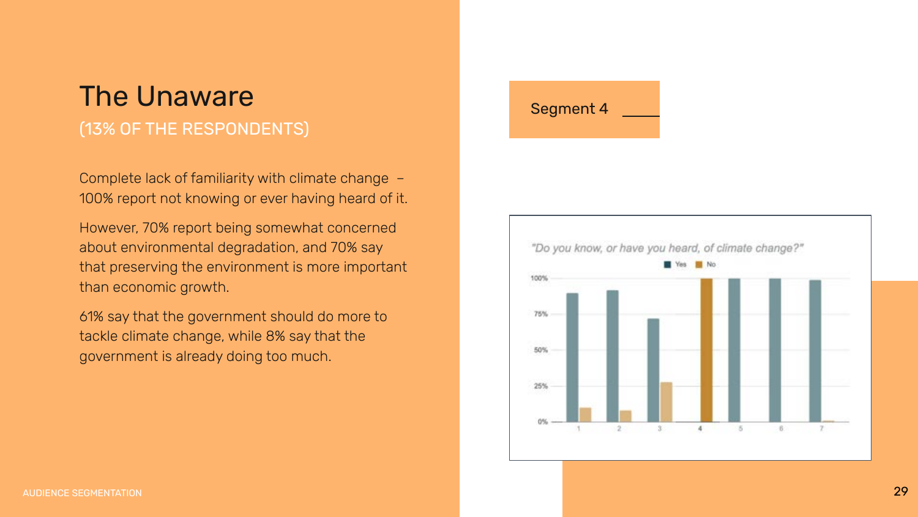# The Unaware

(13% OF THE RESPONDENTS)

Complete lack of familiarity with climate change – 100% report not knowing or ever having heard of it.

However, 70% report being somewhat concerned about environmental degradation, and 70% say that preserving the environment is more important than economic growth.

61% say that the government should do more to tackle climate change, while 8% say that the government is already doing too much.

Segment 4

"Do you know, or have you heard, of climate change?"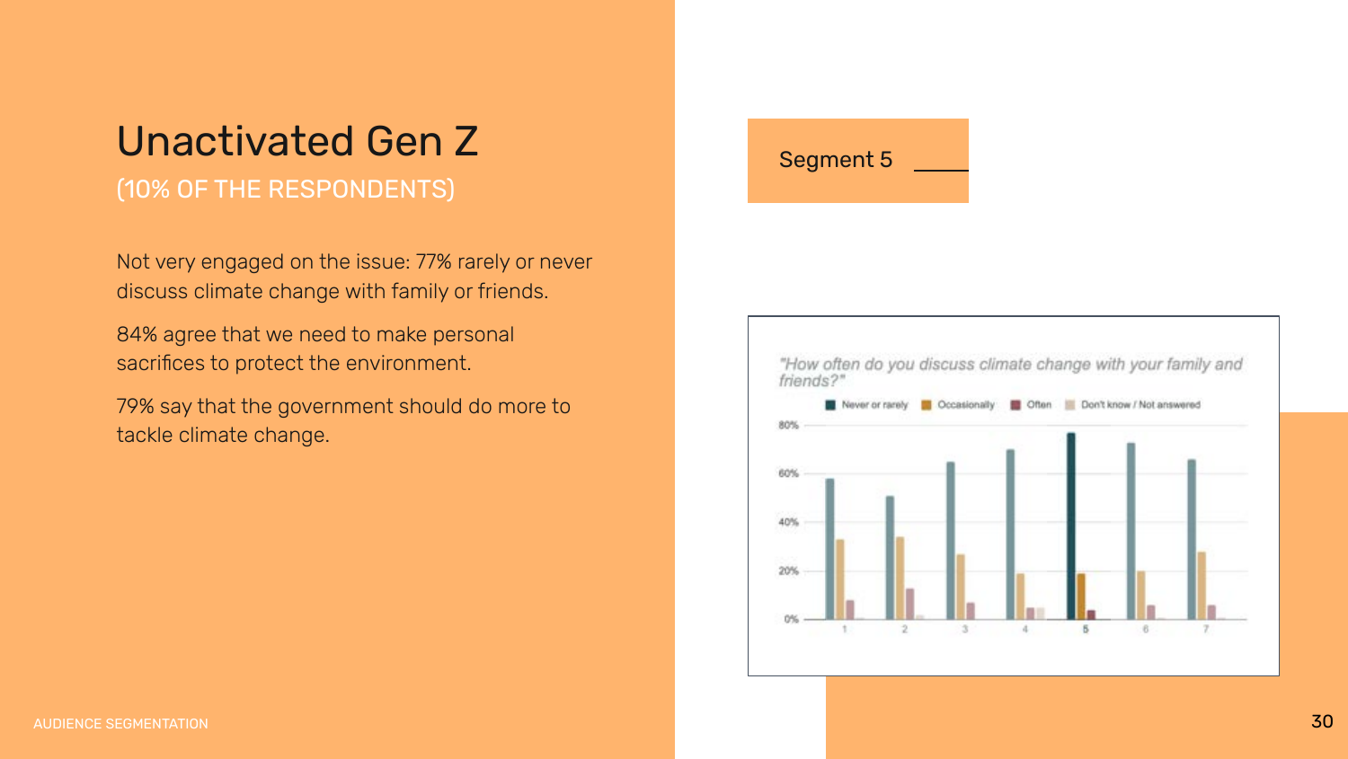# Unactivated Gen Z

(10% OF THE RESPONDENTS)

Not very engaged on the issue: 77% rarely or never discuss climate change with family or friends.

84% agree that we need to make personal sacrifices to protect the environment.

79% say that the government should do more to tackle climate change.

Segment 5

"How often do you discuss climate change with your family and friends?"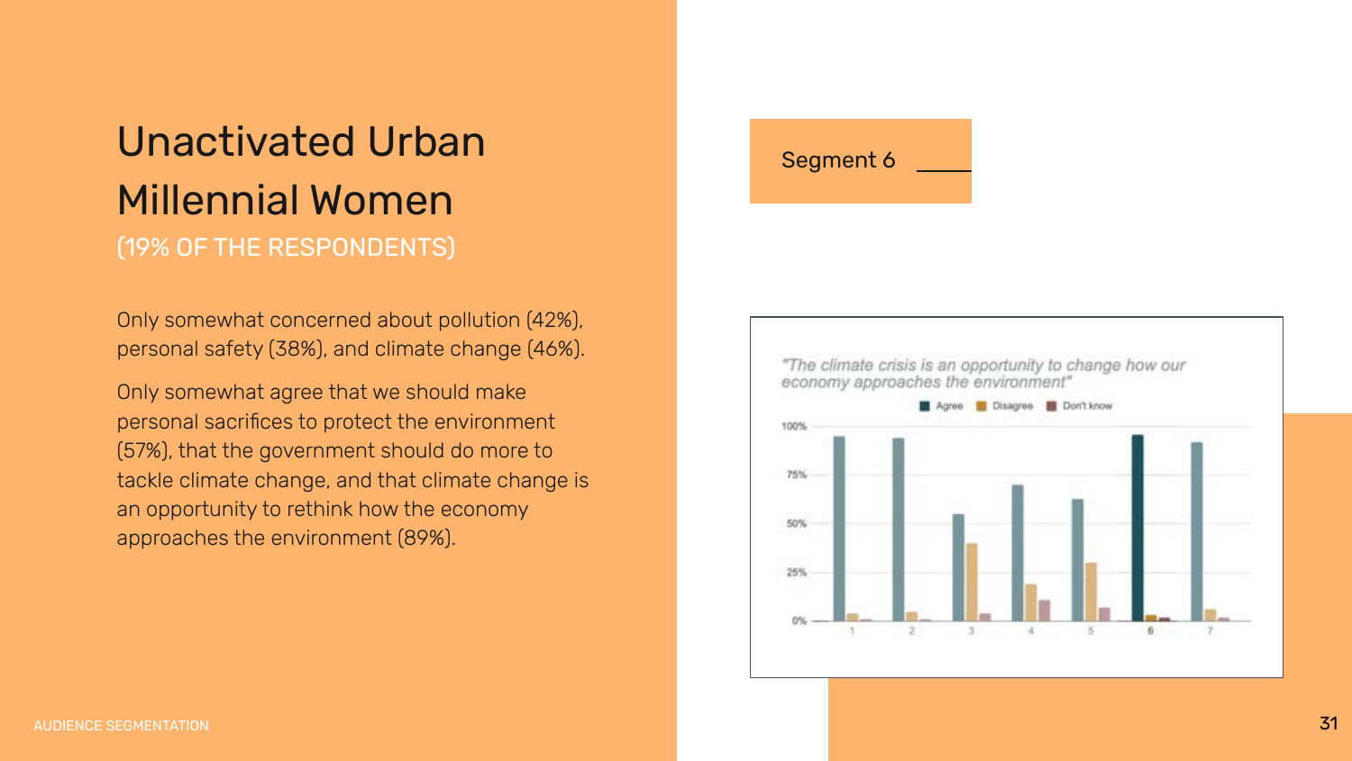# Unactivated Urban Millennial Women

(19% OF THE RESPONDENTS)

Only somewhat concerned about pollution (42%), personal safety (38%), and climate change (46%).

Only somewhat agree that we should make personal sacrifices to protect the environment (57%), that the government should do more to tackle climate change, and that climate change is an opportunity to rethink how the economy approaches the environment (89%).

Segment 6

"The climate crisis is an opportunity to change how our economy approaches the environment"

Agree | Disagree | Don't know

100% | 75% | 50% | 25% | 0%

1 | 2 | 3 | 4 | 5 | 6 | 7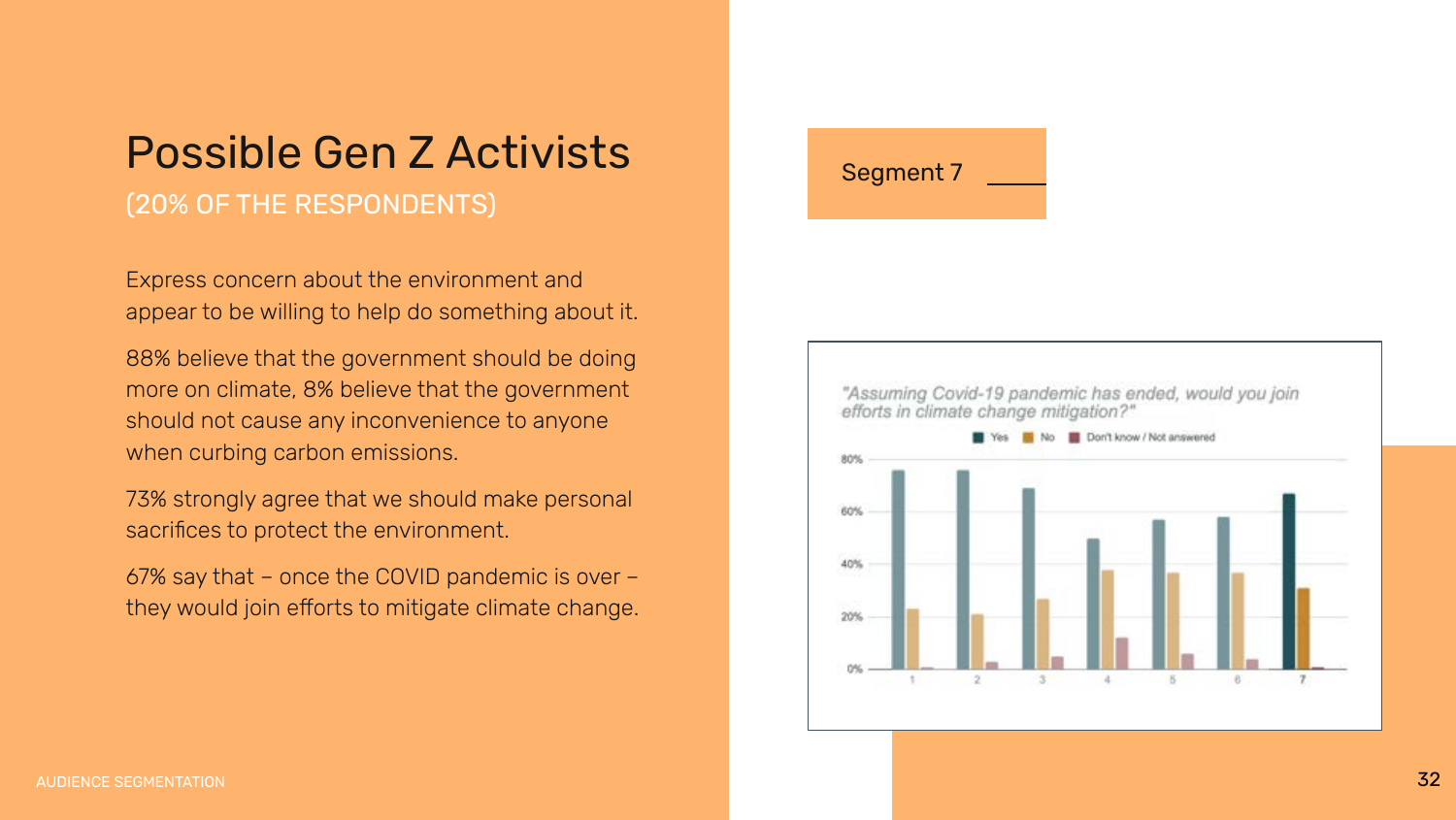# Possible Gen Z Activists

(20% OF THE RESPONDENTS)

Express concern about the environment and appear to be willing to help do something about it.

88% believe that the government should be doing more on climate, 8% believe that the government should not cause any inconvenience to anyone when curbing carbon emissions.

73% strongly agree that we should make personal sacrifices to protect the environment.

67% say that – once the COVID pandemic is over – they would join efforts to mitigate climate change.

Segment 7

"Assuming Covid-19 pandemic has ended, would you join efforts in climate change mitigation?"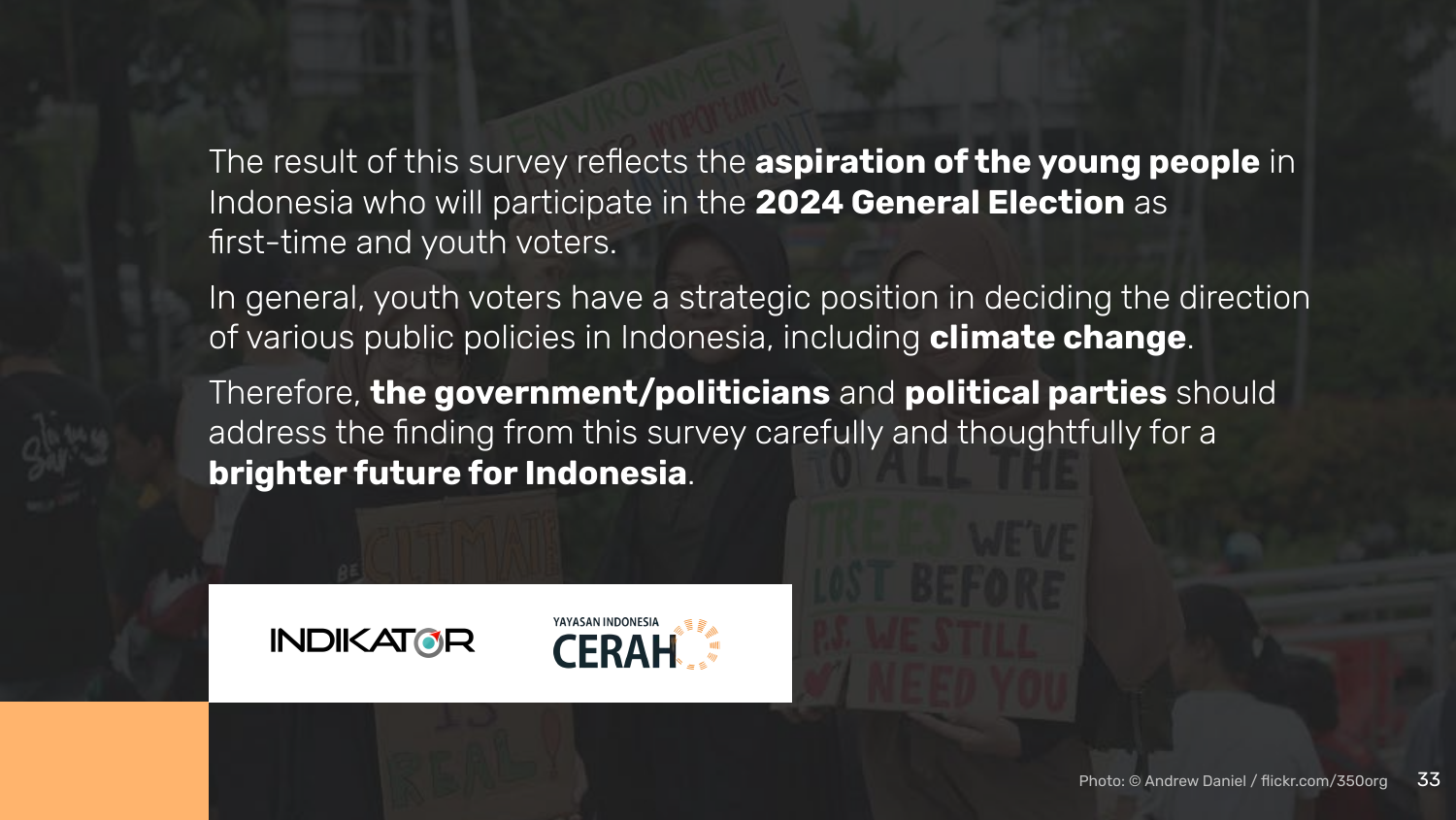The result of this survey reflects the **aspiration of the young people** in Indonesia who will participate in the **2024 General Election** as first-time and youth voters.

In general, youth voters have a strategic position in deciding the direction of various public policies in Indonesia, including **climate change**.

Therefore, **the government/politicians** and **political parties** should address the finding from this survey carefully and thoughtfully for a **brighter future for Indonesia**.

INDIKATOR

YAYASAN INDONESIA CERAH

Photo: © Andrew Daniel / flickr.com/350org